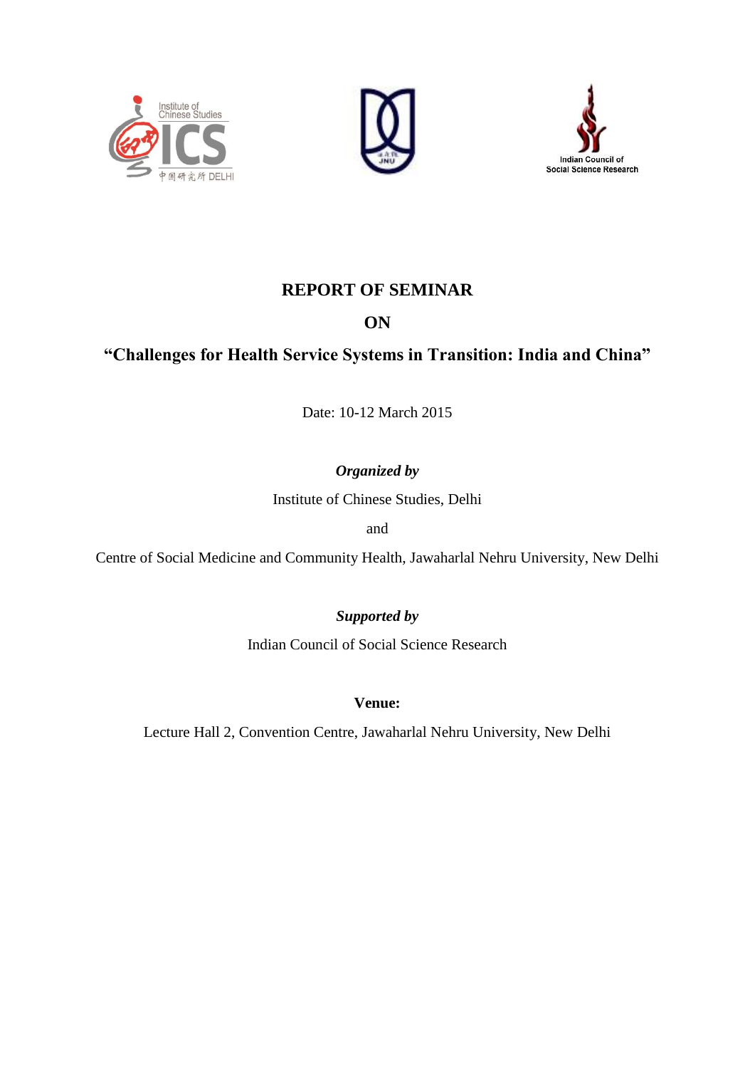# REPORT OF SEMINAR

# ON

# "Challenges for Health Service Systems in Transition: India and China"

Date: 10-12 March 2015

***Organized by***

Institute of Chinese Studies, Delhi

and

Centre of Social Medicine and Community Health, Jawaharlal Nehru University, New Delhi

***Supported by***

Indian Council of Social Science Research

**Venue:**

Lecture Hall 2, Convention Centre, Jawaharlal Nehru University, New Delhi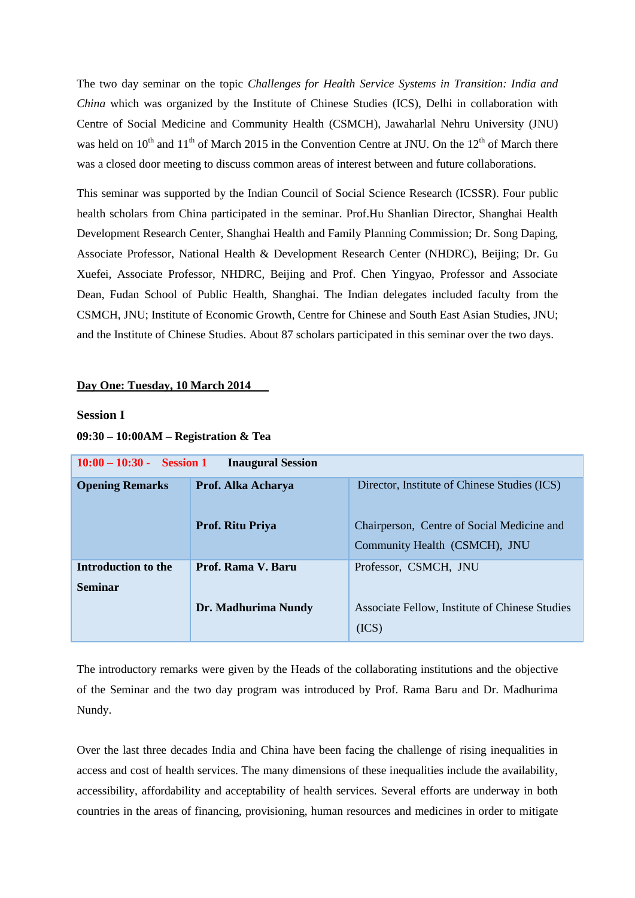The two day seminar on the topic *Challenges for Health Service Systems in Transition: India and China* which was organized by the Institute of Chinese Studies (ICS), Delhi in collaboration with Centre of Social Medicine and Community Health (CSMCH), Jawaharlal Nehru University (JNU) was held on 10th and 11th of March 2015 in the Convention Centre at JNU. On the 12th of March there was a closed door meeting to discuss common areas of interest between and future collaborations.

This seminar was supported by the Indian Council of Social Science Research (ICSSR). Four public health scholars from China participated in the seminar. Prof.Hu Shanlian Director, Shanghai Health Development Research Center, Shanghai Health and Family Planning Commission; Dr. Song Daping, Associate Professor, National Health & Development Research Center (NHDRC), Beijing; Dr. Gu Xuefei, Associate Professor, NHDRC, Beijing and Prof. Chen Yingyao, Professor and Associate Dean, Fudan School of Public Health, Shanghai. The Indian delegates included faculty from the CSMCH, JNU; Institute of Economic Growth, Centre for Chinese and South East Asian Studies, JNU; and the Institute of Chinese Studies. About 87 scholars participated in this seminar over the two days.

**Day One: Tuesday, 10 March 2014**

**Session I**

**09:30 – 10:00AM – Registration & Tea**

| 10:00 – 10:30 - Session 1 | Inaugural Session | |
|---|---|---|
| **Opening Remarks** | **Prof. Alka Acharya**<br><br>**Prof. Ritu Priya** | Director, Institute of Chinese Studies (ICS)<br><br>Chairperson, Centre of Social Medicine and Community Health (CSMCH), JNU |
| **Introduction to the Seminar** | **Prof. Rama V. Baru**<br><br>**Dr. Madhurima Nundy** | Professor, CSMCH, JNU<br><br>Associate Fellow, Institute of Chinese Studies (ICS) |

The introductory remarks were given by the Heads of the collaborating institutions and the objective of the Seminar and the two day program was introduced by Prof. Rama Baru and Dr. Madhurima Nundy.

Over the last three decades India and China have been facing the challenge of rising inequalities in access and cost of health services. The many dimensions of these inequalities include the availability, accessibility, affordability and acceptability of health services. Several efforts are underway in both countries in the areas of financing, provisioning, human resources and medicines in order to mitigate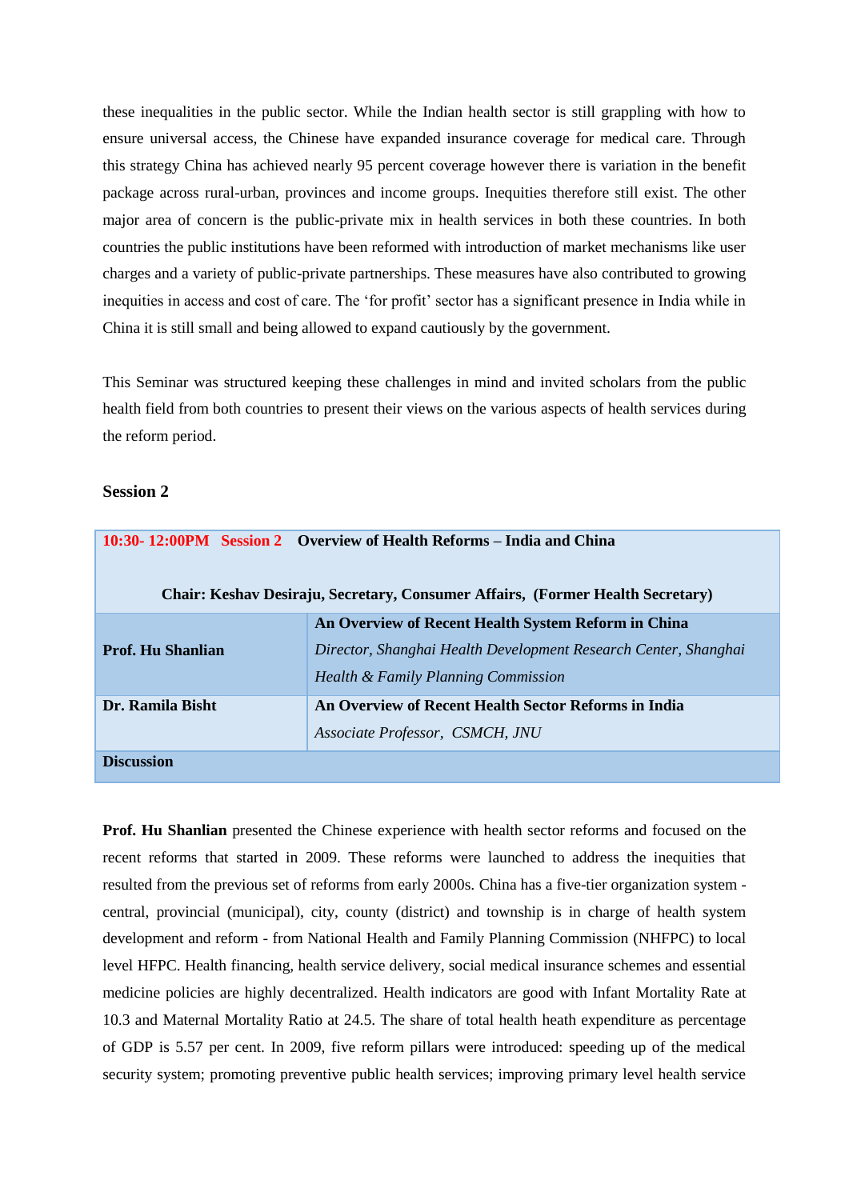these inequalities in the public sector. While the Indian health sector is still grappling with how to ensure universal access, the Chinese have expanded insurance coverage for medical care. Through this strategy China has achieved nearly 95 percent coverage however there is variation in the benefit package across rural-urban, provinces and income groups. Inequities therefore still exist. The other major area of concern is the public-private mix in health services in both these countries. In both countries the public institutions have been reformed with introduction of market mechanisms like user charges and a variety of public-private partnerships. These measures have also contributed to growing inequities in access and cost of care. The 'for profit' sector has a significant presence in India while in China it is still small and being allowed to expand cautiously by the government.

This Seminar was structured keeping these challenges in mind and invited scholars from the public health field from both countries to present their views on the various aspects of health services during the reform period.

### Session 2

| **10:30- 12:00PM Session 2 Overview of Health Reforms – India and China** | |
|---|---|
| **Chair: Keshav Desiraju, Secretary, Consumer Affairs, (Former Health Secretary)** | |
| **Prof. Hu Shanlian** | **An Overview of Recent Health System Reform in China** *Director, Shanghai Health Development Research Center, Shanghai Health & Family Planning Commission* |
| **Dr. Ramila Bisht** | **An Overview of Recent Health Sector Reforms in India** *Associate Professor, CSMCH, JNU* |
| **Discussion** | |

**Prof. Hu Shanlian** presented the Chinese experience with health sector reforms and focused on the recent reforms that started in 2009. These reforms were launched to address the inequities that resulted from the previous set of reforms from early 2000s. China has a five-tier organization system - central, provincial (municipal), city, county (district) and township is in charge of health system development and reform - from National Health and Family Planning Commission (NHFPC) to local level HFPC. Health financing, health service delivery, social medical insurance schemes and essential medicine policies are highly decentralized. Health indicators are good with Infant Mortality Rate at 10.3 and Maternal Mortality Ratio at 24.5. The share of total health heath expenditure as percentage of GDP is 5.57 per cent. In 2009, five reform pillars were introduced: speeding up of the medical security system; promoting preventive public health services; improving primary level health service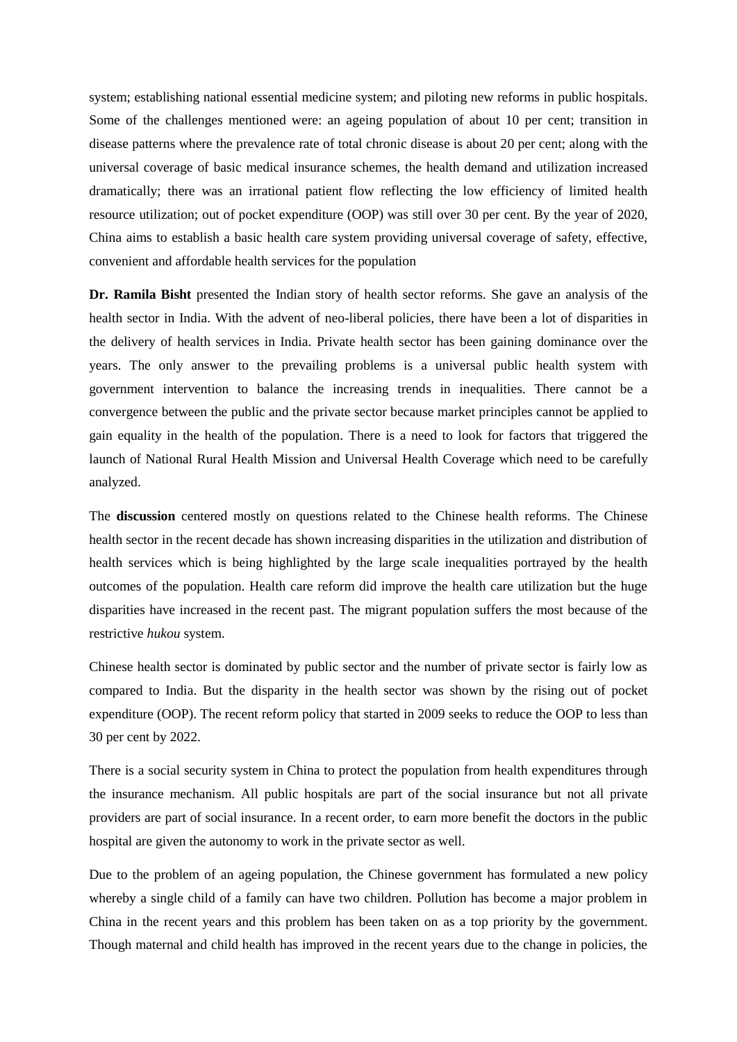system; establishing national essential medicine system; and piloting new reforms in public hospitals. Some of the challenges mentioned were: an ageing population of about 10 per cent; transition in disease patterns where the prevalence rate of total chronic disease is about 20 per cent; along with the universal coverage of basic medical insurance schemes, the health demand and utilization increased dramatically; there was an irrational patient flow reflecting the low efficiency of limited health resource utilization; out of pocket expenditure (OOP) was still over 30 per cent. By the year of 2020, China aims to establish a basic health care system providing universal coverage of safety, effective, convenient and affordable health services for the population

**Dr. Ramila Bisht** presented the Indian story of health sector reforms. She gave an analysis of the health sector in India. With the advent of neo-liberal policies, there have been a lot of disparities in the delivery of health services in India. Private health sector has been gaining dominance over the years. The only answer to the prevailing problems is a universal public health system with government intervention to balance the increasing trends in inequalities. There cannot be a convergence between the public and the private sector because market principles cannot be applied to gain equality in the health of the population. There is a need to look for factors that triggered the launch of National Rural Health Mission and Universal Health Coverage which need to be carefully analyzed.

The **discussion** centered mostly on questions related to the Chinese health reforms. The Chinese health sector in the recent decade has shown increasing disparities in the utilization and distribution of health services which is being highlighted by the large scale inequalities portrayed by the health outcomes of the population. Health care reform did improve the health care utilization but the huge disparities have increased in the recent past. The migrant population suffers the most because of the restrictive *hukou* system.

Chinese health sector is dominated by public sector and the number of private sector is fairly low as compared to India. But the disparity in the health sector was shown by the rising out of pocket expenditure (OOP). The recent reform policy that started in 2009 seeks to reduce the OOP to less than 30 per cent by 2022.

There is a social security system in China to protect the population from health expenditures through the insurance mechanism. All public hospitals are part of the social insurance but not all private providers are part of social insurance. In a recent order, to earn more benefit the doctors in the public hospital are given the autonomy to work in the private sector as well.

Due to the problem of an ageing population, the Chinese government has formulated a new policy whereby a single child of a family can have two children. Pollution has become a major problem in China in the recent years and this problem has been taken on as a top priority by the government. Though maternal and child health has improved in the recent years due to the change in policies, the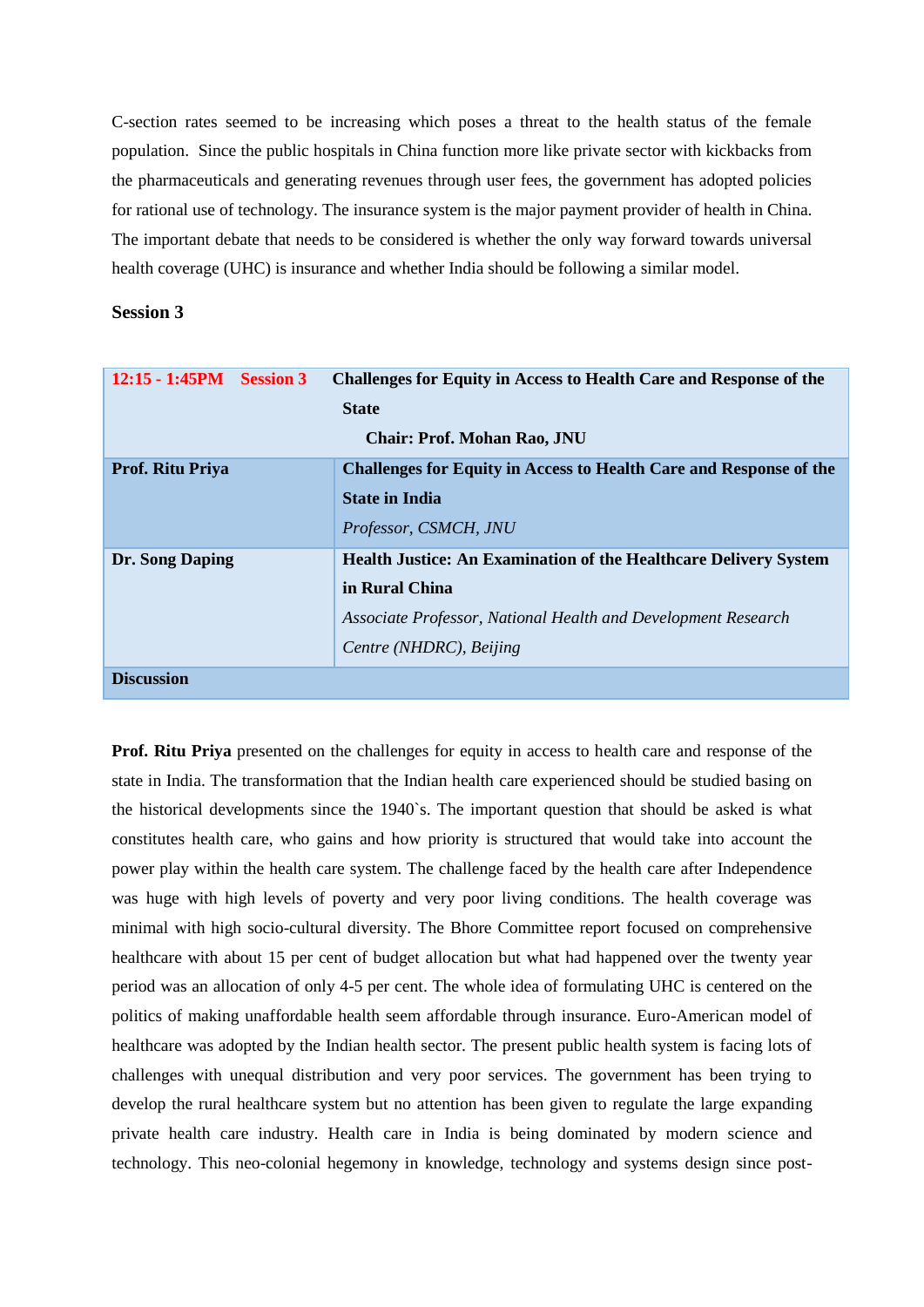C-section rates seemed to be increasing which poses a threat to the health status of the female population. Since the public hospitals in China function more like private sector with kickbacks from the pharmaceuticals and generating revenues through user fees, the government has adopted policies for rational use of technology. The insurance system is the major payment provider of health in China. The important debate that needs to be considered is whether the only way forward towards universal health coverage (UHC) is insurance and whether India should be following a similar model.

**Session 3**

| 12:15 - 1:45PM Session 3 | Challenges for Equity in Access to Health Care and Response of the State<br>Chair: Prof. Mohan Rao, JNU |
|---|---|
| **Prof. Ritu Priya** | **Challenges for Equity in Access to Health Care and Response of the State in India**<br>*Professor, CSMCH, JNU* |
| **Dr. Song Daping** | **Health Justice: An Examination of the Healthcare Delivery System in Rural China**<br>*Associate Professor, National Health and Development Research Centre (NHDRC), Beijing* |
| **Discussion** | |

**Prof. Ritu Priya** presented on the challenges for equity in access to health care and response of the state in India. The transformation that the Indian health care experienced should be studied basing on the historical developments since the 1940`s. The important question that should be asked is what constitutes health care, who gains and how priority is structured that would take into account the power play within the health care system. The challenge faced by the health care after Independence was huge with high levels of poverty and very poor living conditions. The health coverage was minimal with high socio-cultural diversity. The Bhore Committee report focused on comprehensive healthcare with about 15 per cent of budget allocation but what had happened over the twenty year period was an allocation of only 4-5 per cent. The whole idea of formulating UHC is centered on the politics of making unaffordable health seem affordable through insurance. Euro-American model of healthcare was adopted by the Indian health sector. The present public health system is facing lots of challenges with unequal distribution and very poor services. The government has been trying to develop the rural healthcare system but no attention has been given to regulate the large expanding private health care industry. Health care in India is being dominated by modern science and technology. This neo-colonial hegemony in knowledge, technology and systems design since post-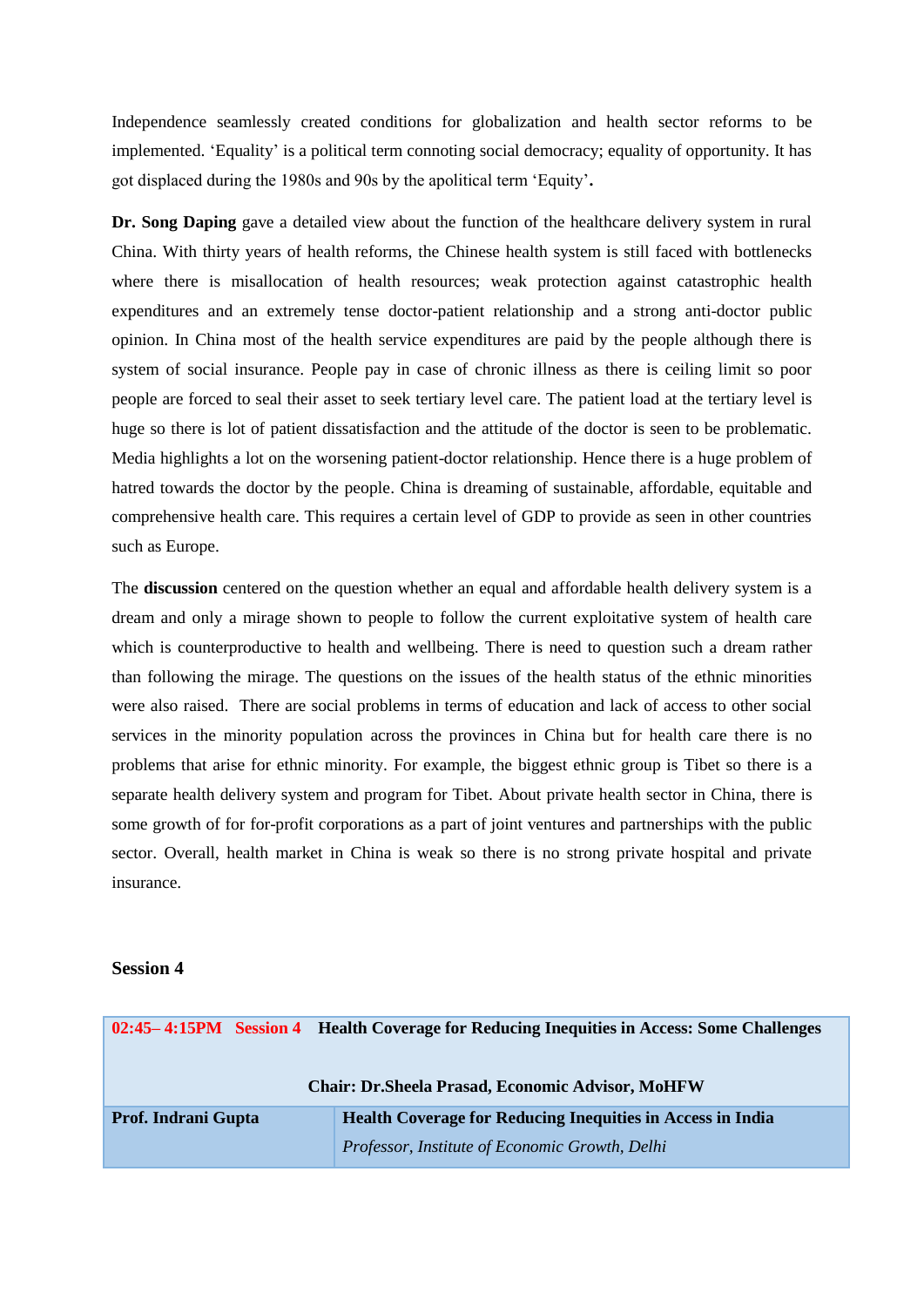Independence seamlessly created conditions for globalization and health sector reforms to be implemented. 'Equality' is a political term connoting social democracy; equality of opportunity. It has got displaced during the 1980s and 90s by the apolitical term 'Equity'**.**

**Dr. Song Daping** gave a detailed view about the function of the healthcare delivery system in rural China. With thirty years of health reforms, the Chinese health system is still faced with bottlenecks where there is misallocation of health resources; weak protection against catastrophic health expenditures and an extremely tense doctor-patient relationship and a strong anti-doctor public opinion. In China most of the health service expenditures are paid by the people although there is system of social insurance. People pay in case of chronic illness as there is ceiling limit so poor people are forced to seal their asset to seek tertiary level care. The patient load at the tertiary level is huge so there is lot of patient dissatisfaction and the attitude of the doctor is seen to be problematic. Media highlights a lot on the worsening patient-doctor relationship. Hence there is a huge problem of hatred towards the doctor by the people. China is dreaming of sustainable, affordable, equitable and comprehensive health care. This requires a certain level of GDP to provide as seen in other countries such as Europe.

The **discussion** centered on the question whether an equal and affordable health delivery system is a dream and only a mirage shown to people to follow the current exploitative system of health care which is counterproductive to health and wellbeing. There is need to question such a dream rather than following the mirage. The questions on the issues of the health status of the ethnic minorities were also raised. There are social problems in terms of education and lack of access to other social services in the minority population across the provinces in China but for health care there is no problems that arise for ethnic minority. For example, the biggest ethnic group is Tibet so there is a separate health delivery system and program for Tibet. About private health sector in China, there is some growth of for for-profit corporations as a part of joint ventures and partnerships with the public sector. Overall, health market in China is weak so there is no strong private hospital and private insurance.

## Session 4

| **02:45– 4:15PM Session 4 Health Coverage for Reducing Inequities in Access: Some Challenges**<br><br>**Chair: Dr.Sheela Prasad, Economic Advisor, MoHFW** | |
|---|---|
| **Prof. Indrani Gupta** | **Health Coverage for Reducing Inequities in Access in India**<br>*Professor, Institute of Economic Growth, Delhi* |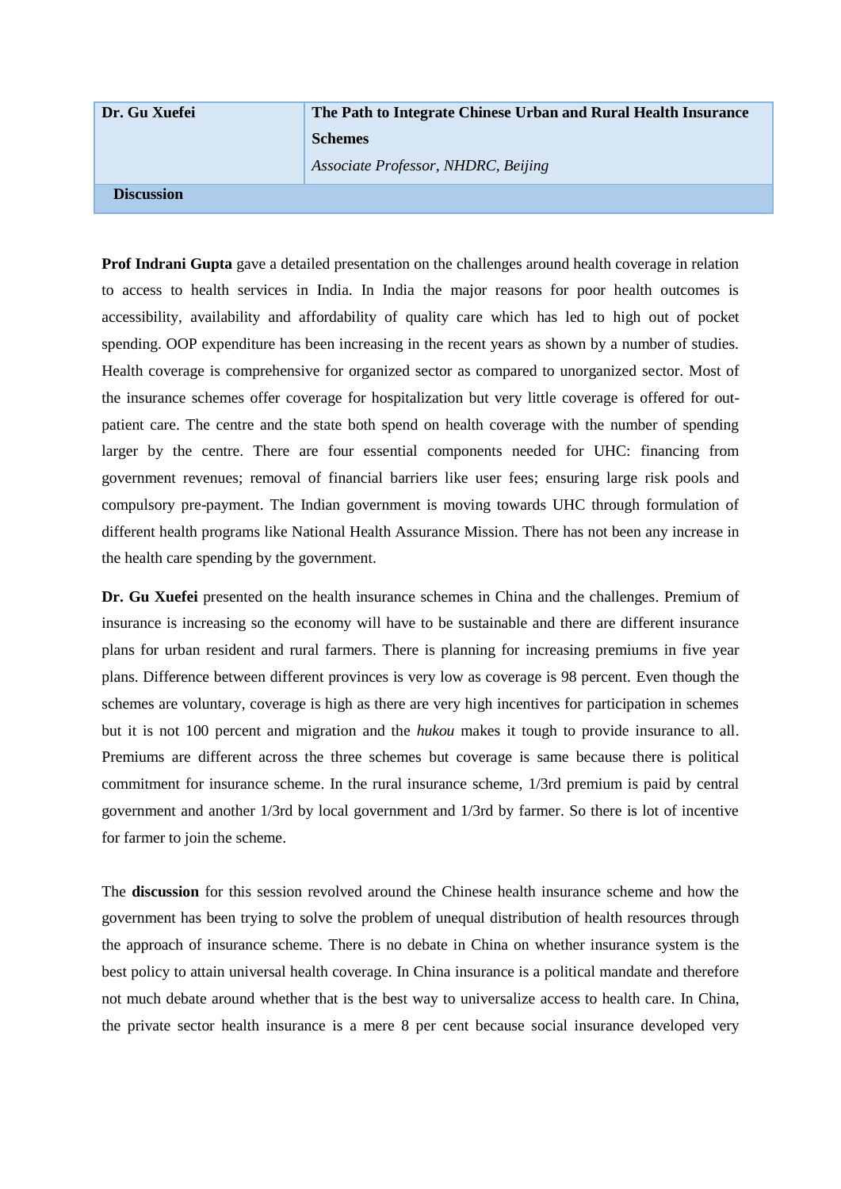| Dr. Gu Xuefei | **The Path to Integrate Chinese Urban and Rural Health Insurance Schemes**<br>*Associate Professor, NHDRC, Beijing* |
|---|---|
| **Discussion** | |

**Prof Indrani Gupta** gave a detailed presentation on the challenges around health coverage in relation to access to health services in India. In India the major reasons for poor health outcomes is accessibility, availability and affordability of quality care which has led to high out of pocket spending. OOP expenditure has been increasing in the recent years as shown by a number of studies. Health coverage is comprehensive for organized sector as compared to unorganized sector. Most of the insurance schemes offer coverage for hospitalization but very little coverage is offered for out-patient care. The centre and the state both spend on health coverage with the number of spending larger by the centre. There are four essential components needed for UHC: financing from government revenues; removal of financial barriers like user fees; ensuring large risk pools and compulsory pre-payment. The Indian government is moving towards UHC through formulation of different health programs like National Health Assurance Mission. There has not been any increase in the health care spending by the government.

**Dr. Gu Xuefei** presented on the health insurance schemes in China and the challenges. Premium of insurance is increasing so the economy will have to be sustainable and there are different insurance plans for urban resident and rural farmers. There is planning for increasing premiums in five year plans. Difference between different provinces is very low as coverage is 98 percent. Even though the schemes are voluntary, coverage is high as there are very high incentives for participation in schemes but it is not 100 percent and migration and the *hukou* makes it tough to provide insurance to all. Premiums are different across the three schemes but coverage is same because there is political commitment for insurance scheme. In the rural insurance scheme, 1/3rd premium is paid by central government and another 1/3rd by local government and 1/3rd by farmer. So there is lot of incentive for farmer to join the scheme.

The **discussion** for this session revolved around the Chinese health insurance scheme and how the government has been trying to solve the problem of unequal distribution of health resources through the approach of insurance scheme. There is no debate in China on whether insurance system is the best policy to attain universal health coverage. In China insurance is a political mandate and therefore not much debate around whether that is the best way to universalize access to health care. In China, the private sector health insurance is a mere 8 per cent because social insurance developed very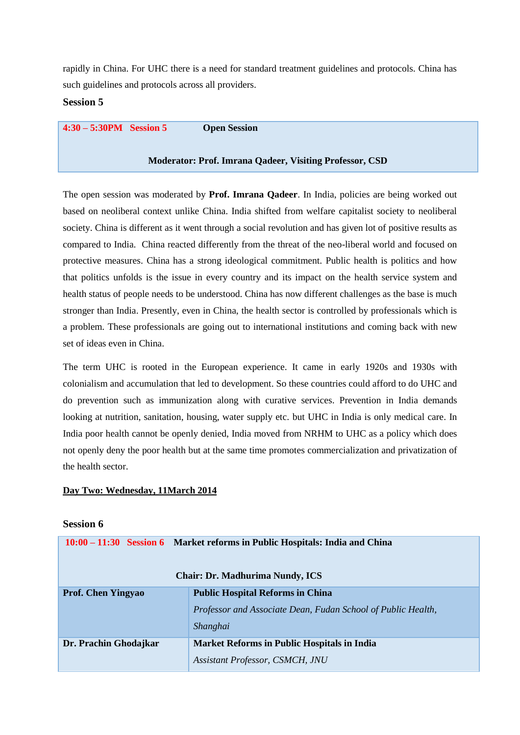rapidly in China. For UHC there is a need for standard treatment guidelines and protocols. China has such guidelines and protocols across all providers.

**Session 5**

| 4:30 – 5:30PM Session 5 **Open Session** |
|---|
| **Moderator: Prof. Imrana Qadeer, Visiting Professor, CSD** |

The open session was moderated by **Prof. Imrana Qadeer**. In India, policies are being worked out based on neoliberal context unlike China. India shifted from welfare capitalist society to neoliberal society. China is different as it went through a social revolution and has given lot of positive results as compared to India. China reacted differently from the threat of the neo-liberal world and focused on protective measures. China has a strong ideological commitment. Public health is politics and how that politics unfolds is the issue in every country and its impact on the health service system and health status of people needs to be understood. China has now different challenges as the base is much stronger than India. Presently, even in China, the health sector is controlled by professionals which is a problem. These professionals are going out to international institutions and coming back with new set of ideas even in China.

The term UHC is rooted in the European experience. It came in early 1920s and 1930s with colonialism and accumulation that led to development. So these countries could afford to do UHC and do prevention such as immunization along with curative services. Prevention in India demands looking at nutrition, sanitation, housing, water supply etc. but UHC in India is only medical care. In India poor health cannot be openly denied, India moved from NRHM to UHC as a policy which does not openly deny the poor health but at the same time promotes commercialization and privatization of the health sector.

**Day Two: Wednesday, 11March 2014**

**Session 6**

| 10:00 – 11:30 Session 6 **Market reforms in Public Hospitals: India and China** | |
|---|---|
| **Chair: Dr. Madhurima Nundy, ICS** | |
| **Prof. Chen Yingyao** | **Public Hospital Reforms in China**<br>*Professor and Associate Dean, Fudan School of Public Health, Shanghai* |
| **Dr. Prachin Ghodajkar** | **Market Reforms in Public Hospitals in India**<br>*Assistant Professor, CSMCH, JNU* |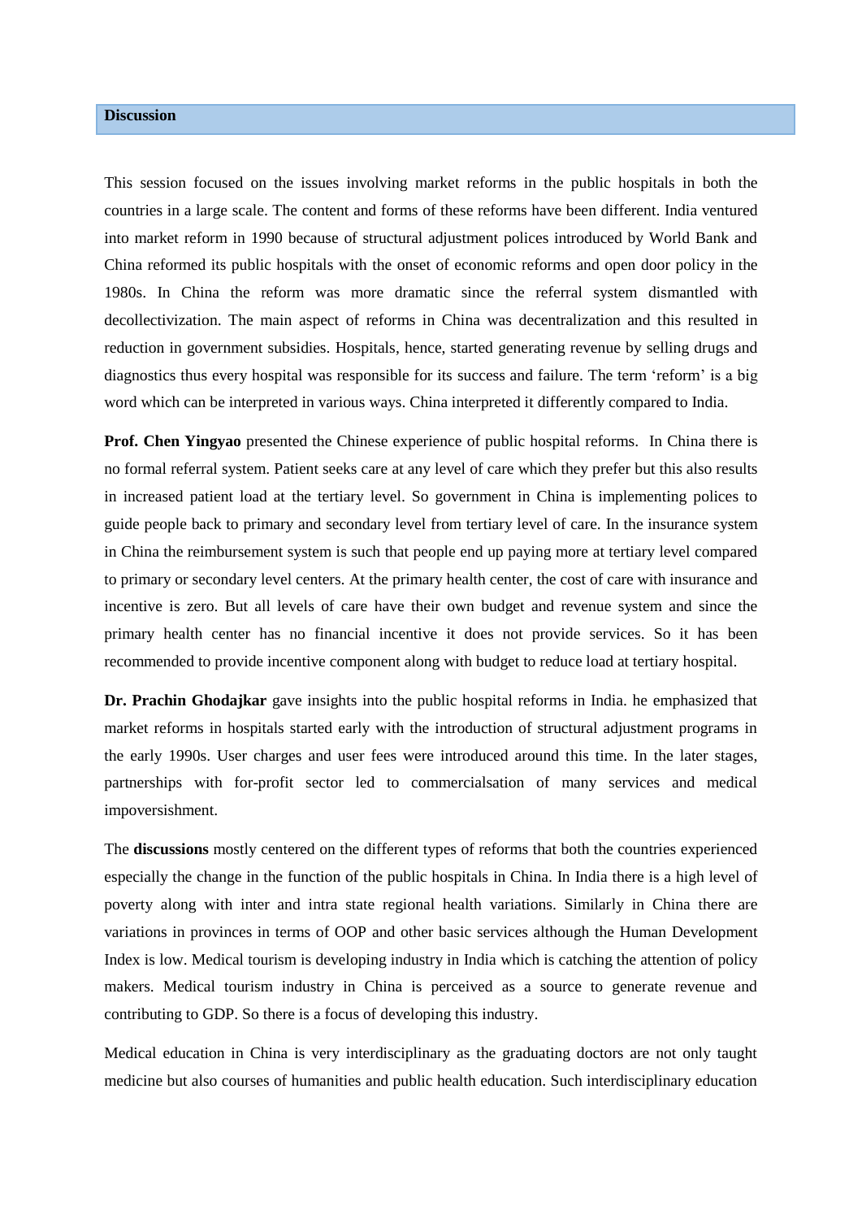## Discussion

This session focused on the issues involving market reforms in the public hospitals in both the countries in a large scale. The content and forms of these reforms have been different. India ventured into market reform in 1990 because of structural adjustment polices introduced by World Bank and China reformed its public hospitals with the onset of economic reforms and open door policy in the 1980s. In China the reform was more dramatic since the referral system dismantled with decollectivization. The main aspect of reforms in China was decentralization and this resulted in reduction in government subsidies. Hospitals, hence, started generating revenue by selling drugs and diagnostics thus every hospital was responsible for its success and failure. The term 'reform' is a big word which can be interpreted in various ways. China interpreted it differently compared to India.

**Prof. Chen Yingyao** presented the Chinese experience of public hospital reforms. In China there is no formal referral system. Patient seeks care at any level of care which they prefer but this also results in increased patient load at the tertiary level. So government in China is implementing polices to guide people back to primary and secondary level from tertiary level of care. In the insurance system in China the reimbursement system is such that people end up paying more at tertiary level compared to primary or secondary level centers. At the primary health center, the cost of care with insurance and incentive is zero. But all levels of care have their own budget and revenue system and since the primary health center has no financial incentive it does not provide services. So it has been recommended to provide incentive component along with budget to reduce load at tertiary hospital.

**Dr. Prachin Ghodajkar** gave insights into the public hospital reforms in India. he emphasized that market reforms in hospitals started early with the introduction of structural adjustment programs in the early 1990s. User charges and user fees were introduced around this time. In the later stages, partnerships with for-profit sector led to commercialsation of many services and medical impoversishment.

The **discussions** mostly centered on the different types of reforms that both the countries experienced especially the change in the function of the public hospitals in China. In India there is a high level of poverty along with inter and intra state regional health variations. Similarly in China there are variations in provinces in terms of OOP and other basic services although the Human Development Index is low. Medical tourism is developing industry in India which is catching the attention of policy makers. Medical tourism industry in China is perceived as a source to generate revenue and contributing to GDP. So there is a focus of developing this industry.

Medical education in China is very interdisciplinary as the graduating doctors are not only taught medicine but also courses of humanities and public health education. Such interdisciplinary education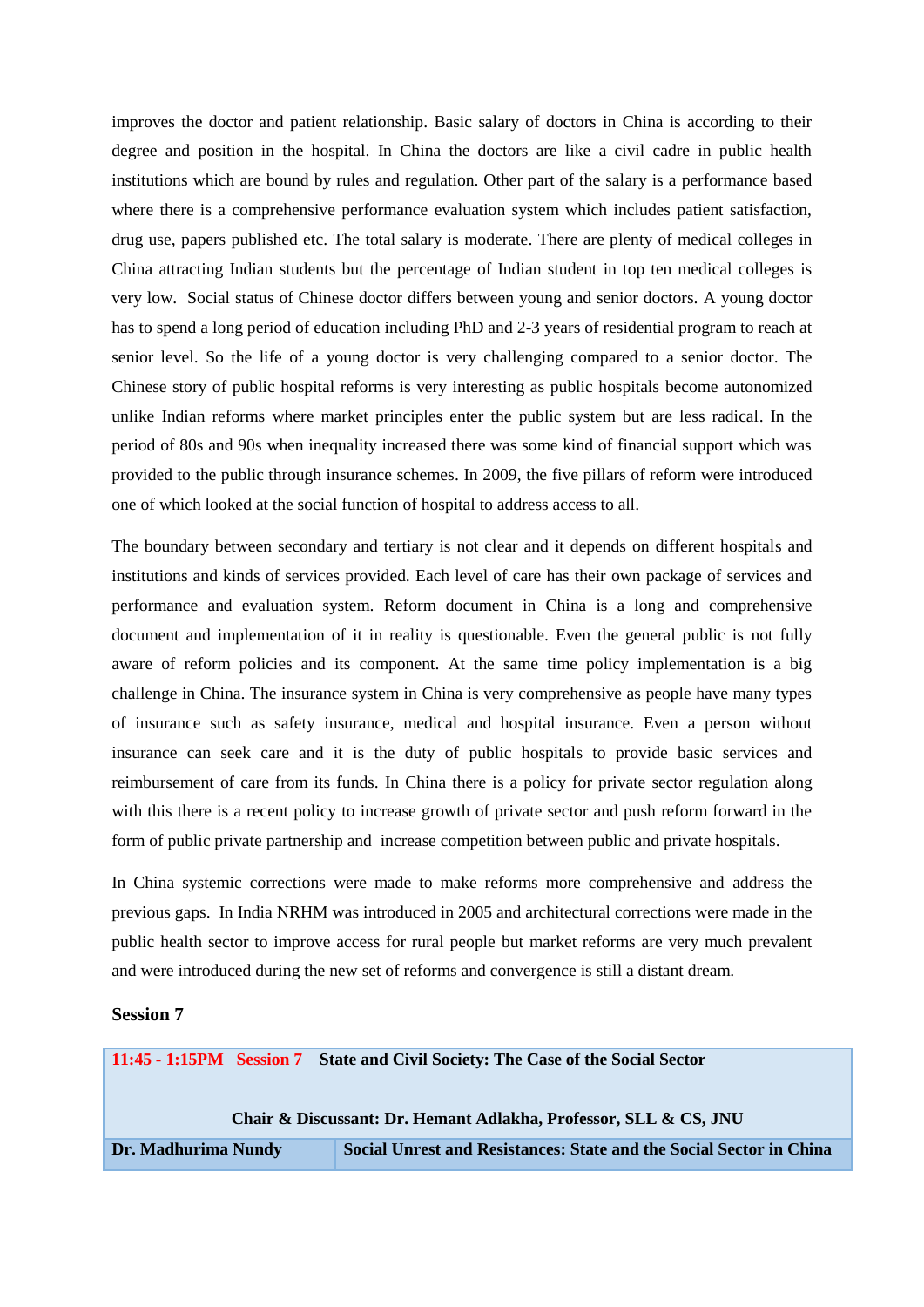improves the doctor and patient relationship. Basic salary of doctors in China is according to their degree and position in the hospital. In China the doctors are like a civil cadre in public health institutions which are bound by rules and regulation. Other part of the salary is a performance based where there is a comprehensive performance evaluation system which includes patient satisfaction, drug use, papers published etc. The total salary is moderate. There are plenty of medical colleges in China attracting Indian students but the percentage of Indian student in top ten medical colleges is very low. Social status of Chinese doctor differs between young and senior doctors. A young doctor has to spend a long period of education including PhD and 2-3 years of residential program to reach at senior level. So the life of a young doctor is very challenging compared to a senior doctor. The Chinese story of public hospital reforms is very interesting as public hospitals become autonomized unlike Indian reforms where market principles enter the public system but are less radical. In the period of 80s and 90s when inequality increased there was some kind of financial support which was provided to the public through insurance schemes. In 2009, the five pillars of reform were introduced one of which looked at the social function of hospital to address access to all.

The boundary between secondary and tertiary is not clear and it depends on different hospitals and institutions and kinds of services provided. Each level of care has their own package of services and performance and evaluation system. Reform document in China is a long and comprehensive document and implementation of it in reality is questionable. Even the general public is not fully aware of reform policies and its component. At the same time policy implementation is a big challenge in China. The insurance system in China is very comprehensive as people have many types of insurance such as safety insurance, medical and hospital insurance. Even a person without insurance can seek care and it is the duty of public hospitals to provide basic services and reimbursement of care from its funds. In China there is a policy for private sector regulation along with this there is a recent policy to increase growth of private sector and push reform forward in the form of public private partnership and increase competition between public and private hospitals.

In China systemic corrections were made to make reforms more comprehensive and address the previous gaps. In India NRHM was introduced in 2005 and architectural corrections were made in the public health sector to improve access for rural people but market reforms are very much prevalent and were introduced during the new set of reforms and convergence is still a distant dream.

## Session 7

| **11:45 - 1:15PM Session 7 State and Civil Society: The Case of the Social Sector** | |
|---|---|
| **Chair & Discussant: Dr. Hemant Adlakha, Professor, SLL & CS, JNU** | |
| **Dr. Madhurima Nundy** | **Social Unrest and Resistances: State and the Social Sector in China** |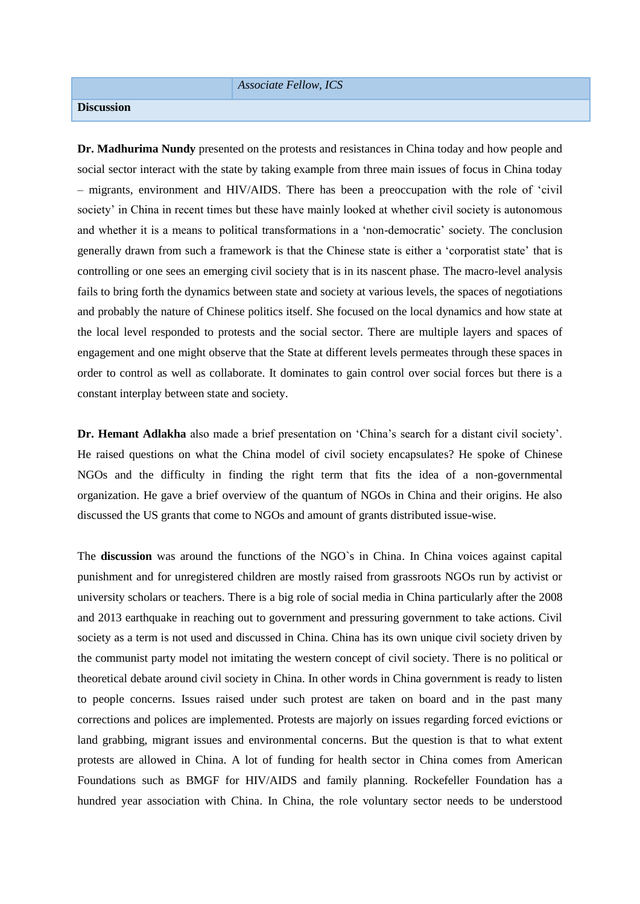| | *Associate Fellow, ICS* |
|---|---|
| **Discussion** | |

**Dr. Madhurima Nundy** presented on the protests and resistances in China today and how people and social sector interact with the state by taking example from three main issues of focus in China today – migrants, environment and HIV/AIDS. There has been a preoccupation with the role of 'civil society' in China in recent times but these have mainly looked at whether civil society is autonomous and whether it is a means to political transformations in a 'non-democratic' society. The conclusion generally drawn from such a framework is that the Chinese state is either a 'corporatist state' that is controlling or one sees an emerging civil society that is in its nascent phase. The macro-level analysis fails to bring forth the dynamics between state and society at various levels, the spaces of negotiations and probably the nature of Chinese politics itself. She focused on the local dynamics and how state at the local level responded to protests and the social sector. There are multiple layers and spaces of engagement and one might observe that the State at different levels permeates through these spaces in order to control as well as collaborate. It dominates to gain control over social forces but there is a constant interplay between state and society.

**Dr. Hemant Adlakha** also made a brief presentation on 'China's search for a distant civil society'. He raised questions on what the China model of civil society encapsulates? He spoke of Chinese NGOs and the difficulty in finding the right term that fits the idea of a non-governmental organization. He gave a brief overview of the quantum of NGOs in China and their origins. He also discussed the US grants that come to NGOs and amount of grants distributed issue-wise.

The **discussion** was around the functions of the NGO`s in China. In China voices against capital punishment and for unregistered children are mostly raised from grassroots NGOs run by activist or university scholars or teachers. There is a big role of social media in China particularly after the 2008 and 2013 earthquake in reaching out to government and pressuring government to take actions. Civil society as a term is not used and discussed in China. China has its own unique civil society driven by the communist party model not imitating the western concept of civil society. There is no political or theoretical debate around civil society in China. In other words in China government is ready to listen to people concerns. Issues raised under such protest are taken on board and in the past many corrections and polices are implemented. Protests are majorly on issues regarding forced evictions or land grabbing, migrant issues and environmental concerns. But the question is that to what extent protests are allowed in China. A lot of funding for health sector in China comes from American Foundations such as BMGF for HIV/AIDS and family planning. Rockefeller Foundation has a hundred year association with China. In China, the role voluntary sector needs to be understood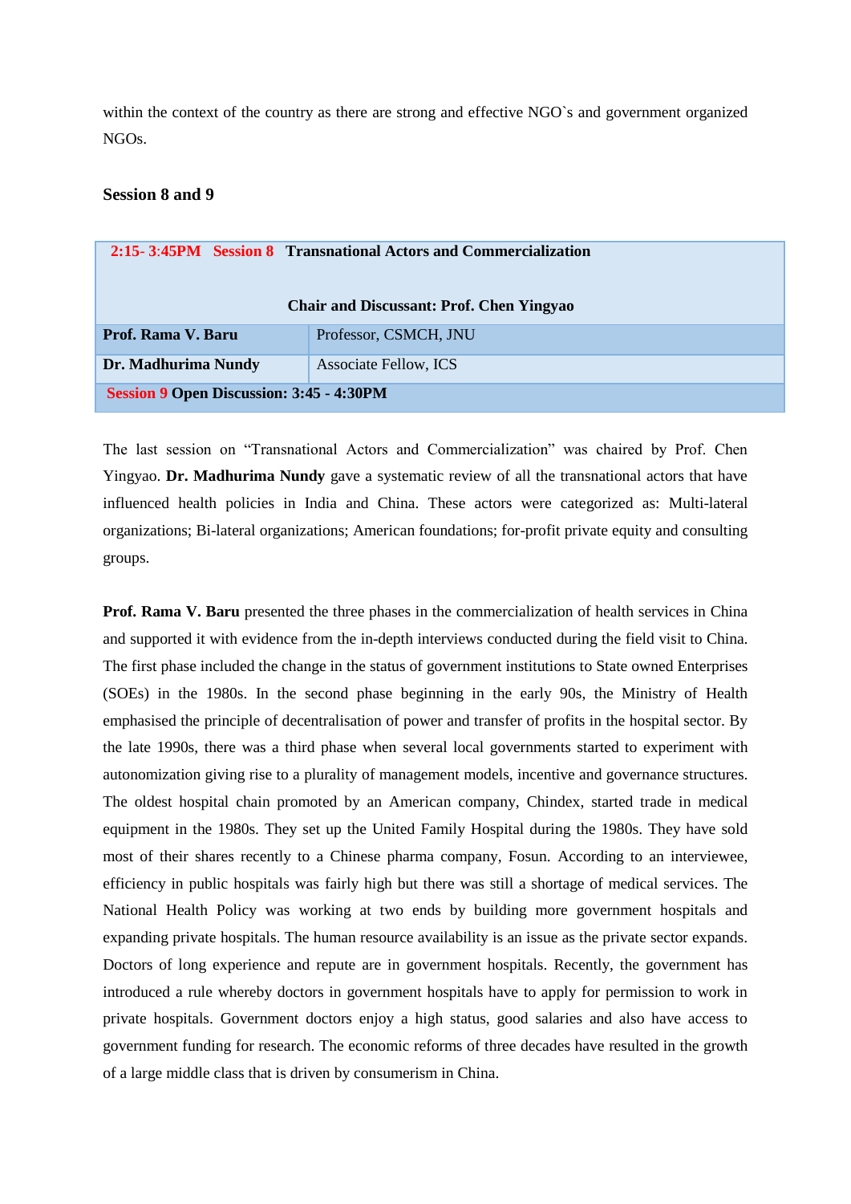within the context of the country as there are strong and effective NGO`s and government organized NGOs.

### Session 8 and 9

| **2:15- 3:45PM Session 8 Transnational Actors and Commercialization** <br><br> **Chair and Discussant: Prof. Chen Yingyao** | |
|---|---|
| **Prof. Rama V. Baru** | Professor, CSMCH, JNU |
| **Dr. Madhurima Nundy** | Associate Fellow, ICS |
| **Session 9 Open Discussion: 3:45 - 4:30PM** | |

The last session on "Transnational Actors and Commercialization" was chaired by Prof. Chen Yingyao. **Dr. Madhurima Nundy** gave a systematic review of all the transnational actors that have influenced health policies in India and China. These actors were categorized as: Multi-lateral organizations; Bi-lateral organizations; American foundations; for-profit private equity and consulting groups.

**Prof. Rama V. Baru** presented the three phases in the commercialization of health services in China and supported it with evidence from the in-depth interviews conducted during the field visit to China. The first phase included the change in the status of government institutions to State owned Enterprises (SOEs) in the 1980s. In the second phase beginning in the early 90s, the Ministry of Health emphasised the principle of decentralisation of power and transfer of profits in the hospital sector. By the late 1990s, there was a third phase when several local governments started to experiment with autonomization giving rise to a plurality of management models, incentive and governance structures. The oldest hospital chain promoted by an American company, Chindex, started trade in medical equipment in the 1980s. They set up the United Family Hospital during the 1980s. They have sold most of their shares recently to a Chinese pharma company, Fosun. According to an interviewee, efficiency in public hospitals was fairly high but there was still a shortage of medical services. The National Health Policy was working at two ends by building more government hospitals and expanding private hospitals. The human resource availability is an issue as the private sector expands. Doctors of long experience and repute are in government hospitals. Recently, the government has introduced a rule whereby doctors in government hospitals have to apply for permission to work in private hospitals. Government doctors enjoy a high status, good salaries and also have access to government funding for research. The economic reforms of three decades have resulted in the growth of a large middle class that is driven by consumerism in China.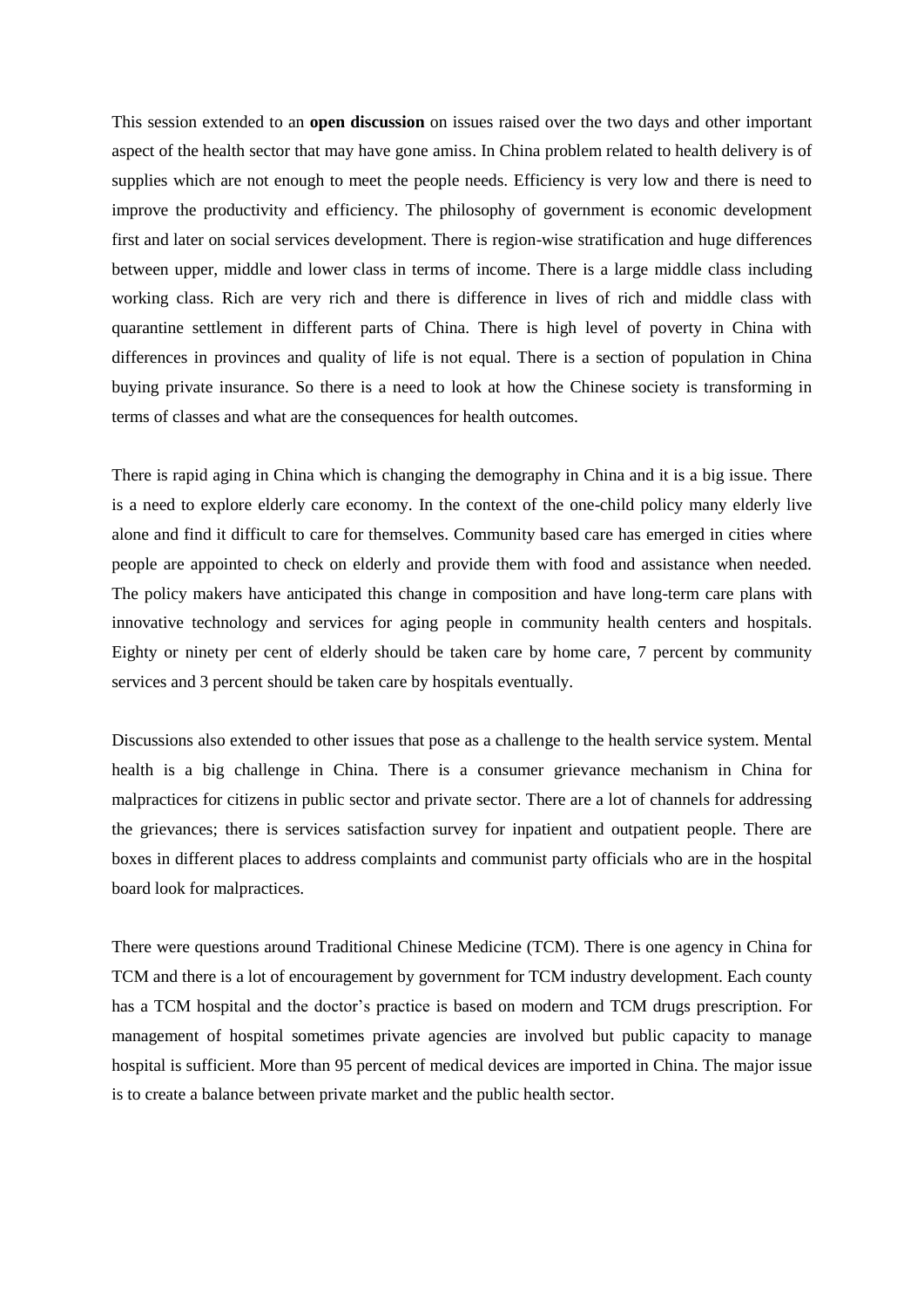This session extended to an **open discussion** on issues raised over the two days and other important aspect of the health sector that may have gone amiss. In China problem related to health delivery is of supplies which are not enough to meet the people needs. Efficiency is very low and there is need to improve the productivity and efficiency. The philosophy of government is economic development first and later on social services development. There is region-wise stratification and huge differences between upper, middle and lower class in terms of income. There is a large middle class including working class. Rich are very rich and there is difference in lives of rich and middle class with quarantine settlement in different parts of China. There is high level of poverty in China with differences in provinces and quality of life is not equal. There is a section of population in China buying private insurance. So there is a need to look at how the Chinese society is transforming in terms of classes and what are the consequences for health outcomes.

There is rapid aging in China which is changing the demography in China and it is a big issue. There is a need to explore elderly care economy. In the context of the one-child policy many elderly live alone and find it difficult to care for themselves. Community based care has emerged in cities where people are appointed to check on elderly and provide them with food and assistance when needed. The policy makers have anticipated this change in composition and have long-term care plans with innovative technology and services for aging people in community health centers and hospitals. Eighty or ninety per cent of elderly should be taken care by home care, 7 percent by community services and 3 percent should be taken care by hospitals eventually.

Discussions also extended to other issues that pose as a challenge to the health service system. Mental health is a big challenge in China. There is a consumer grievance mechanism in China for malpractices for citizens in public sector and private sector. There are a lot of channels for addressing the grievances; there is services satisfaction survey for inpatient and outpatient people. There are boxes in different places to address complaints and communist party officials who are in the hospital board look for malpractices.

There were questions around Traditional Chinese Medicine (TCM). There is one agency in China for TCM and there is a lot of encouragement by government for TCM industry development. Each county has a TCM hospital and the doctor's practice is based on modern and TCM drugs prescription. For management of hospital sometimes private agencies are involved but public capacity to manage hospital is sufficient. More than 95 percent of medical devices are imported in China. The major issue is to create a balance between private market and the public health sector.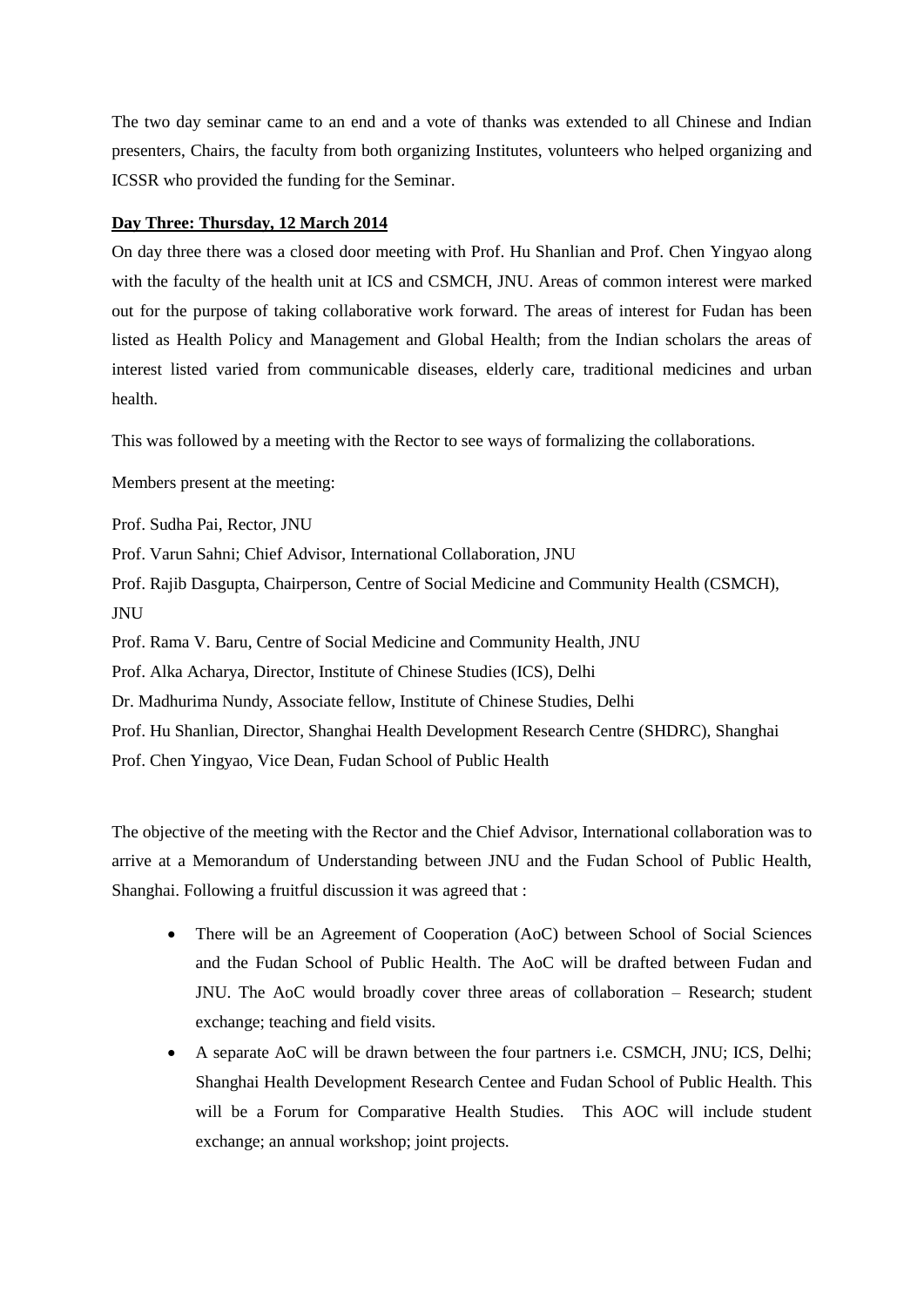The two day seminar came to an end and a vote of thanks was extended to all Chinese and Indian presenters, Chairs, the faculty from both organizing Institutes, volunteers who helped organizing and ICSSR who provided the funding for the Seminar.

**Day Three: Thursday, 12 March 2014**

On day three there was a closed door meeting with Prof. Hu Shanlian and Prof. Chen Yingyao along with the faculty of the health unit at ICS and CSMCH, JNU. Areas of common interest were marked out for the purpose of taking collaborative work forward. The areas of interest for Fudan has been listed as Health Policy and Management and Global Health; from the Indian scholars the areas of interest listed varied from communicable diseases, elderly care, traditional medicines and urban health.

This was followed by a meeting with the Rector to see ways of formalizing the collaborations.

Members present at the meeting:

Prof. Sudha Pai, Rector, JNU

Prof. Varun Sahni; Chief Advisor, International Collaboration, JNU

Prof. Rajib Dasgupta, Chairperson, Centre of Social Medicine and Community Health (CSMCH), JNU

Prof. Rama V. Baru, Centre of Social Medicine and Community Health, JNU

Prof. Alka Acharya, Director, Institute of Chinese Studies (ICS), Delhi

Dr. Madhurima Nundy, Associate fellow, Institute of Chinese Studies, Delhi

Prof. Hu Shanlian, Director, Shanghai Health Development Research Centre (SHDRC), Shanghai

Prof. Chen Yingyao, Vice Dean, Fudan School of Public Health

The objective of the meeting with the Rector and the Chief Advisor, International collaboration was to arrive at a Memorandum of Understanding between JNU and the Fudan School of Public Health, Shanghai. Following a fruitful discussion it was agreed that :

- There will be an Agreement of Cooperation (AoC) between School of Social Sciences and the Fudan School of Public Health. The AoC will be drafted between Fudan and JNU. The AoC would broadly cover three areas of collaboration – Research; student exchange; teaching and field visits.
- A separate AoC will be drawn between the four partners i.e. CSMCH, JNU; ICS, Delhi; Shanghai Health Development Research Centee and Fudan School of Public Health. This will be a Forum for Comparative Health Studies. This AOC will include student exchange; an annual workshop; joint projects.